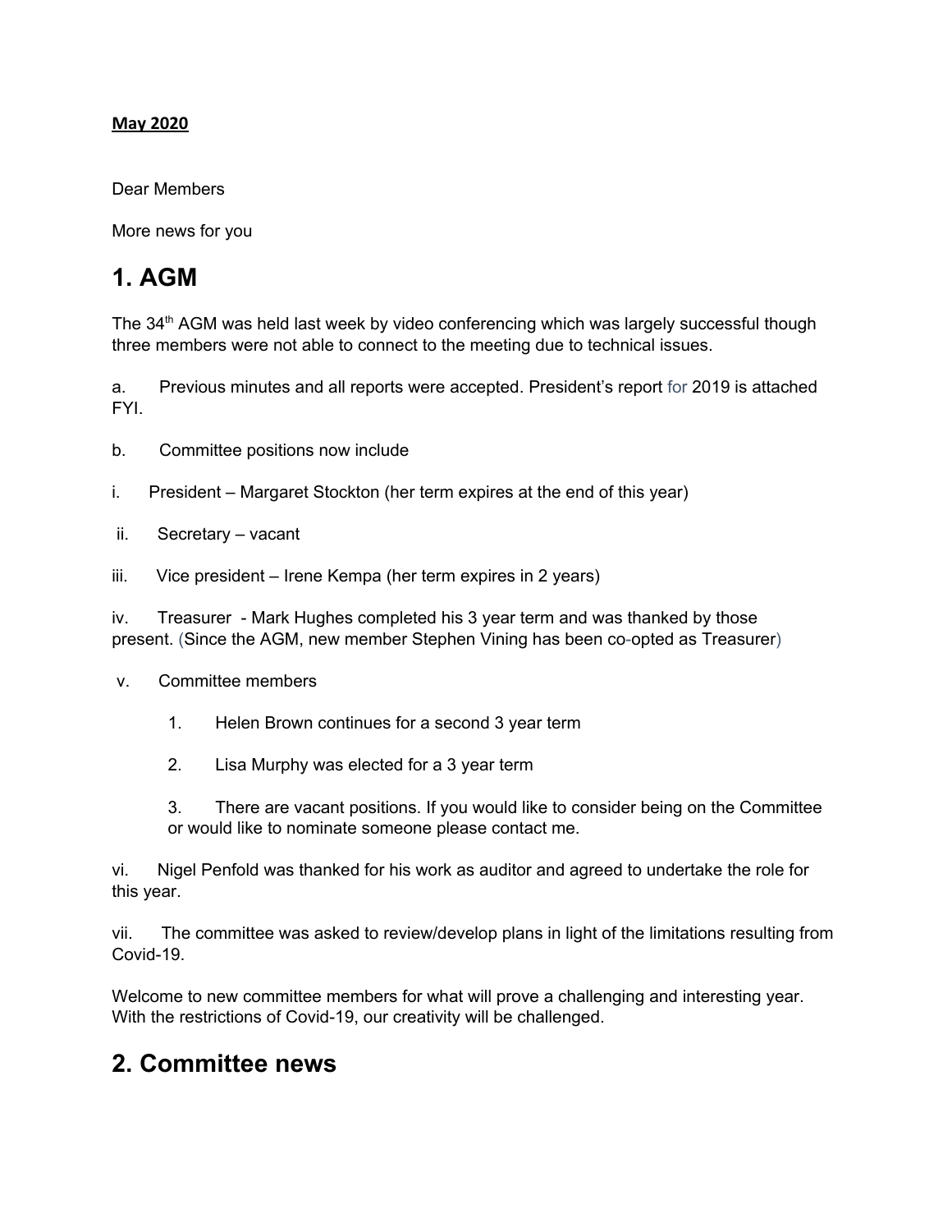**May 2020**

Dear Members

More news for you

# 1. AGM

The 34th AGM was held last week by video conferencing which was largely successful though three members were not able to connect to the meeting due to technical issues.

a. Previous minutes and all reports were accepted. President's report for 2019 is attached FYI.

b. Committee positions now include

i. President – Margaret Stockton (her term expires at the end of this year)

ii. Secretary – vacant

iii. Vice president – Irene Kempa (her term expires in 2 years)

iv. Treasurer - Mark Hughes completed his 3 year term and was thanked by those present. (Since the AGM, new member Stephen Vining has been co-opted as Treasurer)

v. Committee members

1. Helen Brown continues for a second 3 year term
2. Lisa Murphy was elected for a 3 year term
3. There are vacant positions. If you would like to consider being on the Committee or would like to nominate someone please contact me.

vi. Nigel Penfold was thanked for his work as auditor and agreed to undertake the role for this year.

vii. The committee was asked to review/develop plans in light of the limitations resulting from Covid-19.

Welcome to new committee members for what will prove a challenging and interesting year. With the restrictions of Covid-19, our creativity will be challenged.

# 2. Committee news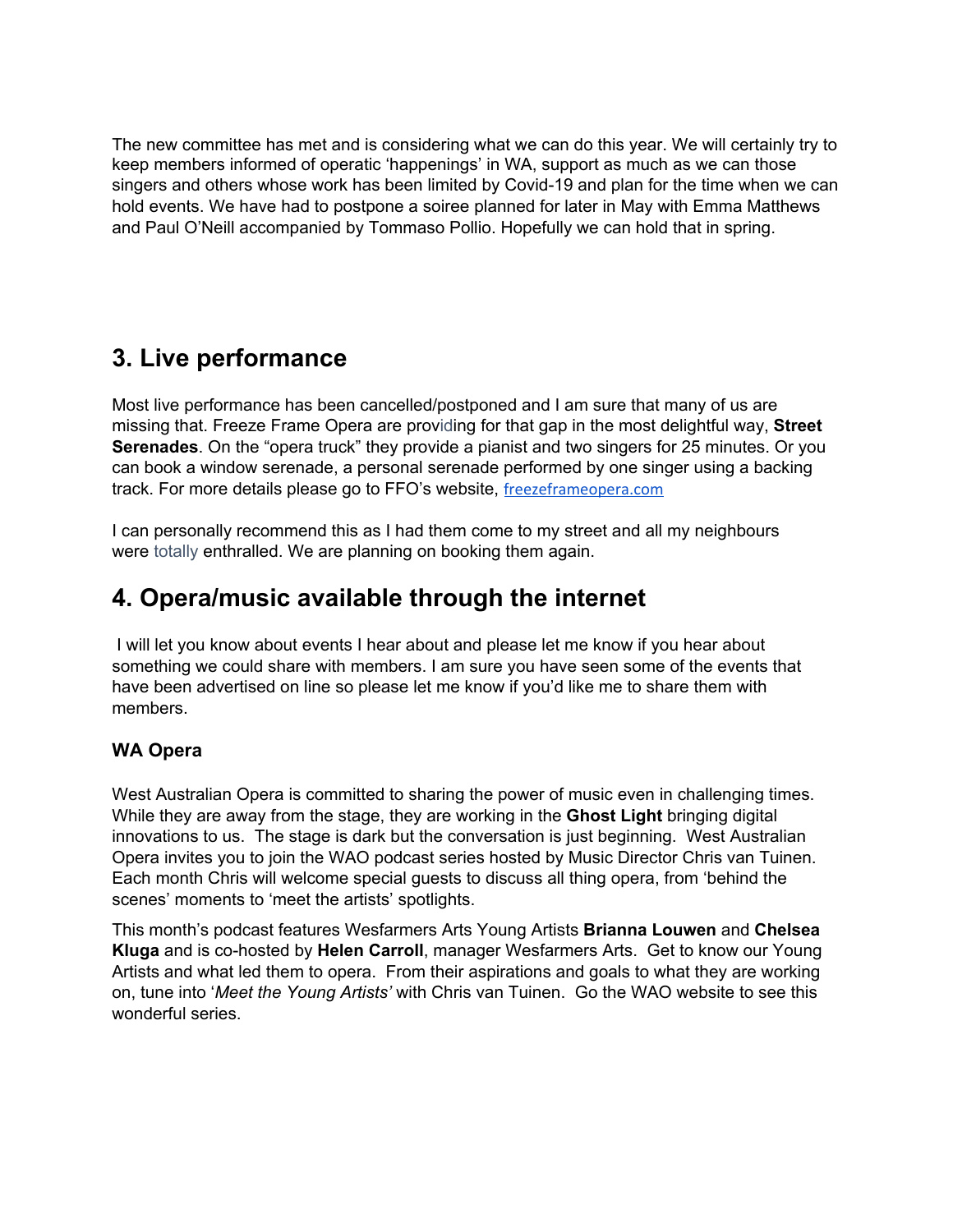The new committee has met and is considering what we can do this year. We will certainly try to keep members informed of operatic 'happenings' in WA, support as much as we can those singers and others whose work has been limited by Covid-19 and plan for the time when we can hold events. We have had to postpone a soiree planned for later in May with Emma Matthews and Paul O'Neill accompanied by Tommaso Pollio. Hopefully we can hold that in spring.

## 3. Live performance

Most live performance has been cancelled/postponed and I am sure that many of us are missing that. Freeze Frame Opera are providing for that gap in the most delightful way, **Street Serenades**. On the "opera truck" they provide a pianist and two singers for 25 minutes. Or you can book a window serenade, a personal serenade performed by one singer using a backing track. For more details please go to FFO's website, freezeframeopera.com

I can personally recommend this as I had them come to my street and all my neighbours were totally enthralled. We are planning on booking them again.

## 4. Opera/music available through the internet

I will let you know about events I hear about and please let me know if you hear about something we could share with members. I am sure you have seen some of the events that have been advertised on line so please let me know if you'd like me to share them with members.

### WA Opera

West Australian Opera is committed to sharing the power of music even in challenging times. While they are away from the stage, they are working in the **Ghost Light** bringing digital innovations to us. The stage is dark but the conversation is just beginning. West Australian Opera invites you to join the WAO podcast series hosted by Music Director Chris van Tuinen. Each month Chris will welcome special guests to discuss all thing opera, from 'behind the scenes' moments to 'meet the artists' spotlights.

This month's podcast features Wesfarmers Arts Young Artists **Brianna Louwen** and **Chelsea Kluga** and is co-hosted by **Helen Carroll**, manager Wesfarmers Arts. Get to know our Young Artists and what led them to opera. From their aspirations and goals to what they are working on, tune into '*Meet the Young Artists'* with Chris van Tuinen. Go the WAO website to see this wonderful series.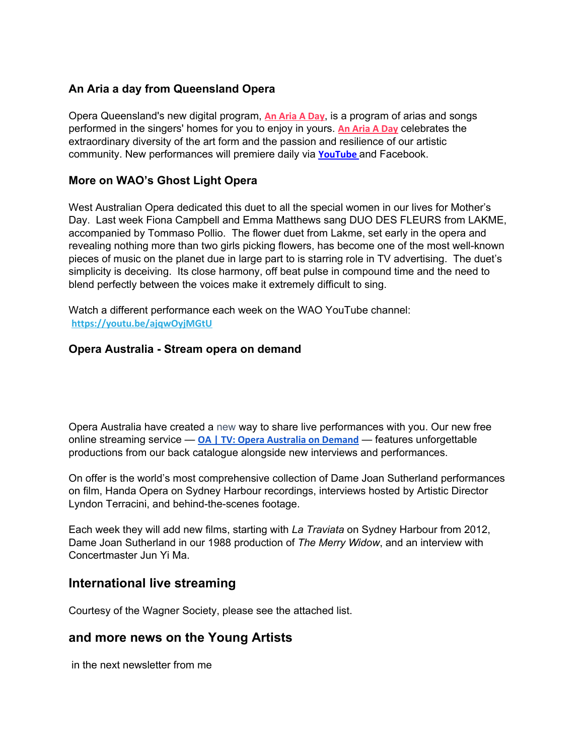### An Aria a day from Queensland Opera

Opera Queensland's new digital program, **An Aria A Day**, is a program of arias and songs performed in the singers' homes for you to enjoy in yours. **An Aria A Day** celebrates the extraordinary diversity of the art form and the passion and resilience of our artistic community. New performances will premiere daily via **YouTube** and Facebook.

### More on WAO's Ghost Light Opera

West Australian Opera dedicated this duet to all the special women in our lives for Mother's Day. Last week Fiona Campbell and Emma Matthews sang DUO DES FLEURS from LAKME, accompanied by Tommaso Pollio. The flower duet from Lakme, set early in the opera and revealing nothing more than two girls picking flowers, has become one of the most well-known pieces of music on the planet due in large part to is starring role in TV advertising. The duet's simplicity is deceiving. Its close harmony, off beat pulse in compound time and the need to blend perfectly between the voices make it extremely difficult to sing.

Watch a different performance each week on the WAO YouTube channel:
**https://youtu.be/ajqwOyjMGtU**

### Opera Australia - Stream opera on demand

Opera Australia have created a new way to share live performances with you. Our new free online streaming service — **OA | TV: Opera Australia on Demand** — features unforgettable productions from our back catalogue alongside new interviews and performances.

On offer is the world's most comprehensive collection of Dame Joan Sutherland performances on film, Handa Opera on Sydney Harbour recordings, interviews hosted by Artistic Director Lyndon Terracini, and behind-the-scenes footage.

Each week they will add new films, starting with *La Traviata* on Sydney Harbour from 2012, Dame Joan Sutherland in our 1988 production of *The Merry Widow*, and an interview with Concertmaster Jun Yi Ma.

## International live streaming

Courtesy of the Wagner Society, please see the attached list.

## and more news on the Young Artists

in the next newsletter from me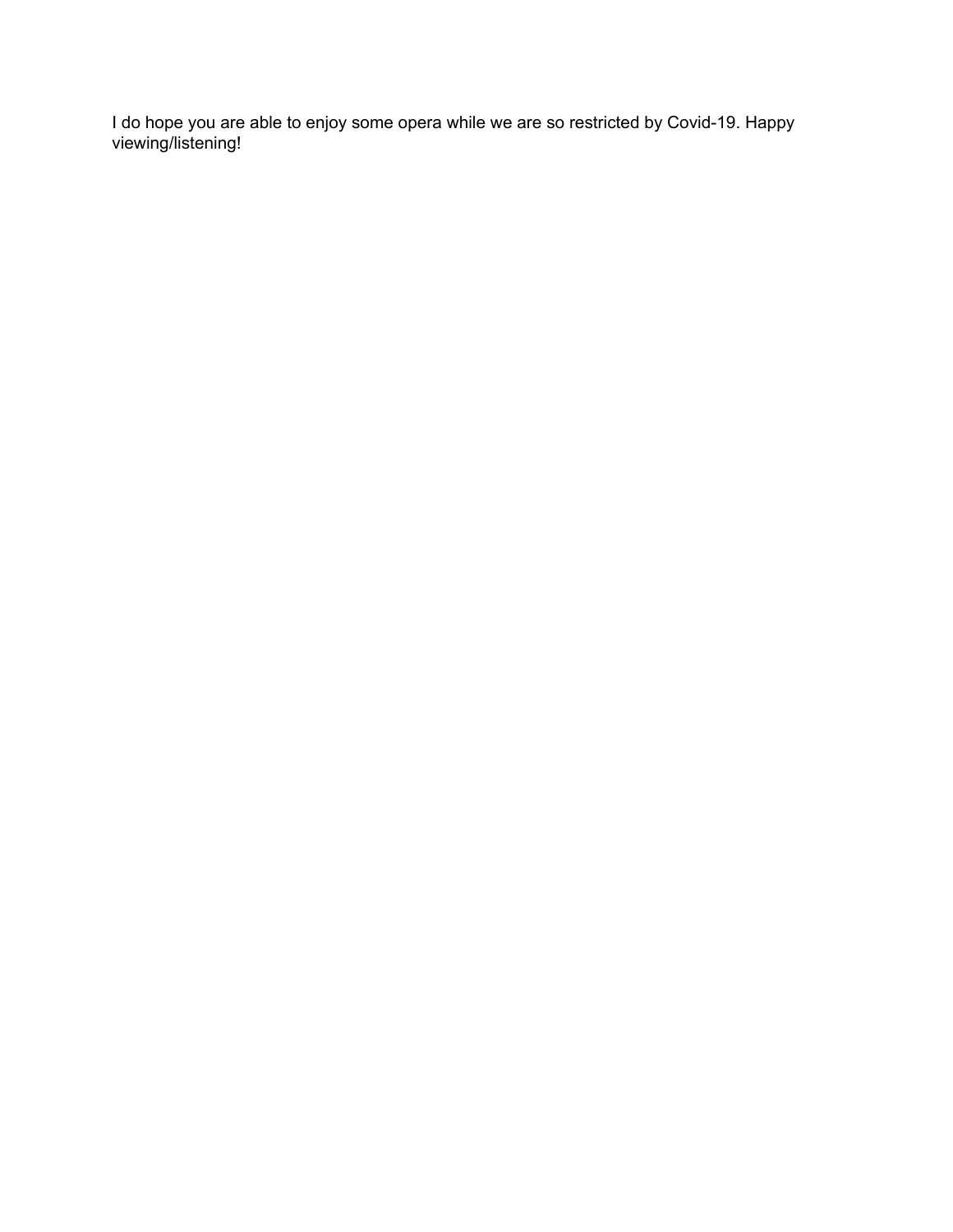I do hope you are able to enjoy some opera while we are so restricted by Covid-19. Happy viewing/listening!